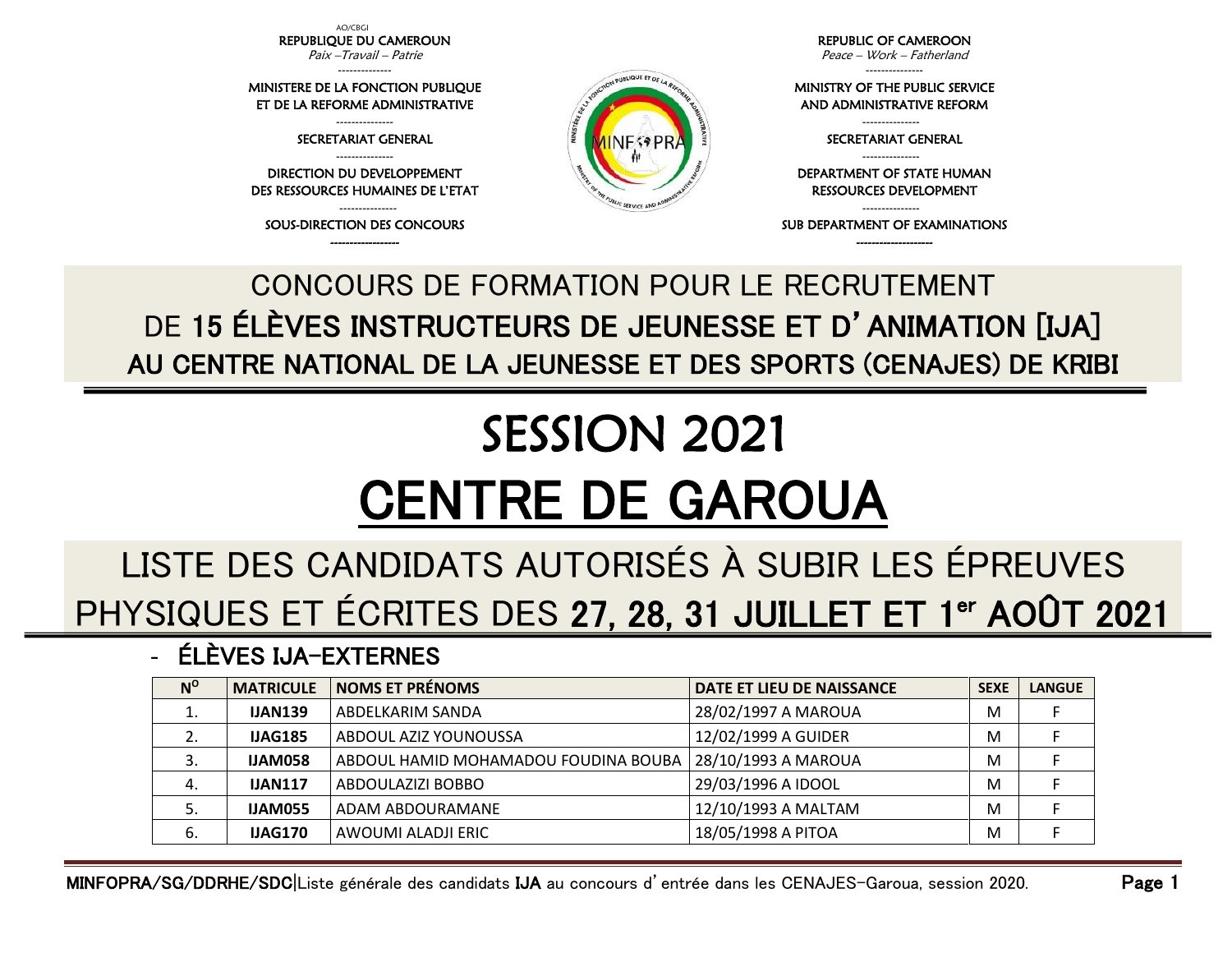AO/CBGI

| REPUBLIQUE DU CAMEROUN | REPUBLIC OF CAMEROON |
|---|---|
| *Paix –Travail – Patrie* | *Peace – Work – Fatherland* |
| MINISTERE DE LA FONCTION PUBLIQUE ET DE LA REFORME ADMINISTRATIVE | MINISTRY OF THE PUBLIC SERVICE AND ADMINISTRATIVE REFORM |
| SECRETARIAT GENERAL | SECRETARIAT GENERAL |
| DIRECTION DU DEVELOPPEMENT DES RESSOURCES HUMAINES DE L'ETAT | DEPARTMENT OF STATE HUMAN RESSOURCES DEVELOPMENT |
| SOUS-DIRECTION DES CONCOURS | SUB DEPARTMENT OF EXAMINATIONS |

CONCOURS DE FORMATION POUR LE RECRUTEMENT
DE **15 ÉLÈVES INSTRUCTEURS DE JEUNESSE ET D'ANIMATION [IJA]**
**AU CENTRE NATIONAL DE LA JEUNESSE ET DES SPORTS (CENAJES) DE KRIBI**

# SESSION 2021

# CENTRE DE GAROUA

## LISTE DES CANDIDATS AUTORISÉS À SUBIR LES ÉPREUVES PHYSIQUES ET ÉCRITES DES **27, 28, 31 JUILLET ET 1er AOÛT 2021**

- **ÉLÈVES IJA-EXTERNES**

| N° | MATRICULE | NOMS ET PRÉNOMS | DATE ET LIEU DE NAISSANCE | SEXE | LANGUE |
|---|---|---|---|---|---|
| 1. | **IJAN139** | ABDELKARIM SANDA | 28/02/1997 A MAROUA | M | F |
| 2. | **IJAG185** | ABDOUL AZIZ YOUNOUSSA | 12/02/1999 A GUIDER | M | F |
| 3. | **IJAM058** | ABDOUL HAMID MOHAMADOU FOUDINA BOUBA | 28/10/1993 A MAROUA | M | F |
| 4. | **IJAN117** | ABDOULAZIZI BOBBO | 29/03/1996 A IDOOL | M | F |
| 5. | **IJAM055** | ADAM ABDOURAMANE | 12/10/1993 A MALTAM | M | F |
| 6. | **IJAG170** | AWOUMI ALADJI ERIC | 18/05/1998 A PITOA | M | F |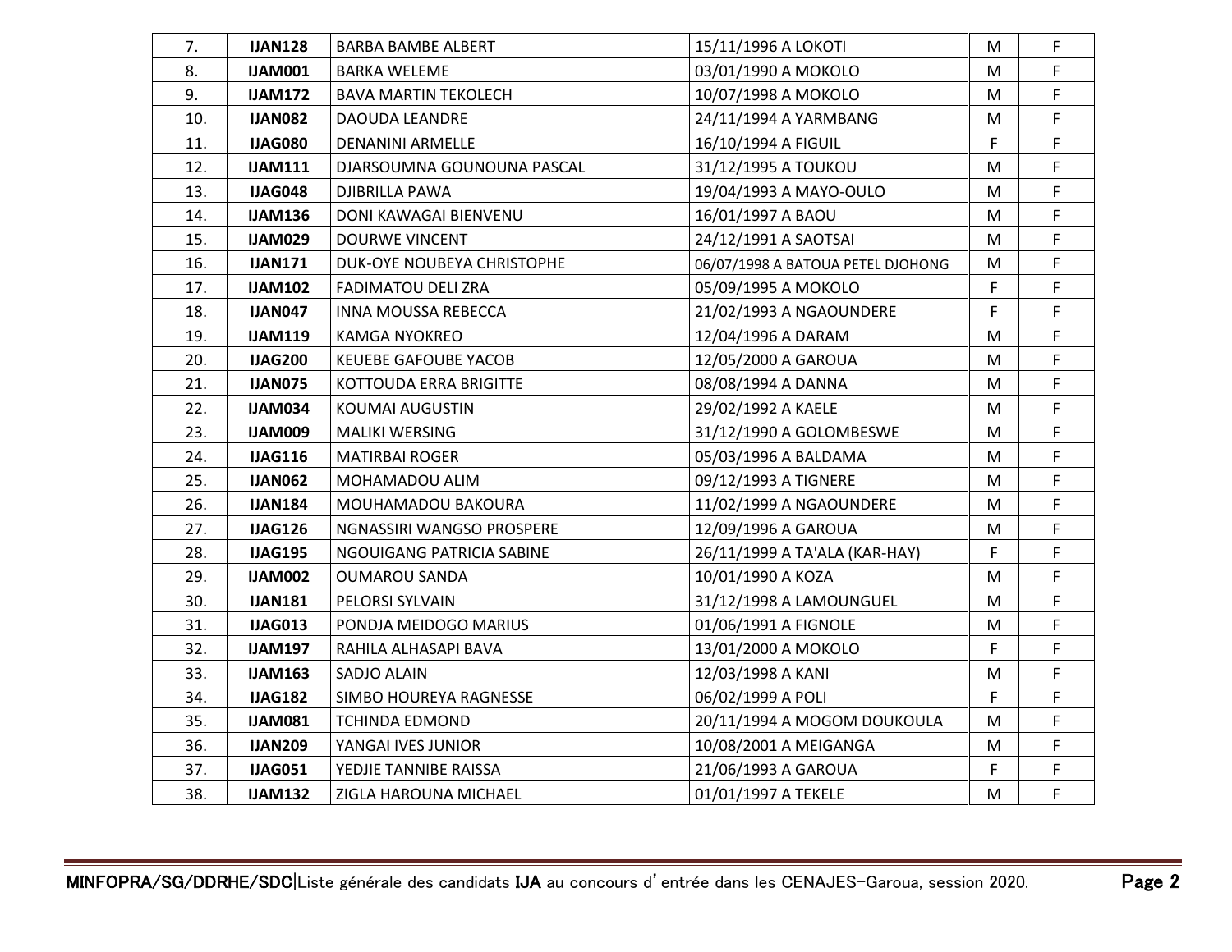| | | | | | |
|---|---|---|---|---|---|
| 7. | **IJAN128** | BARBA BAMBE ALBERT | 15/11/1996 A LOKOTI | M | F |
| 8. | **IJAM001** | BARKA WELEME | 03/01/1990 A MOKOLO | M | F |
| 9. | **IJAM172** | BAVA MARTIN TEKOLECH | 10/07/1998 A MOKOLO | M | F |
| 10. | **IJAN082** | DAOUDA LEANDRE | 24/11/1994 A YARMBANG | M | F |
| 11. | **IJAG080** | DENANINI ARMELLE | 16/10/1994 A FIGUIL | F | F |
| 12. | **IJAM111** | DJARSOUMNA GOUNOUNA PASCAL | 31/12/1995 A TOUKOU | M | F |
| 13. | **IJAG048** | DJIBRILLA PAWA | 19/04/1993 A MAYO-OULO | M | F |
| 14. | **IJAM136** | DONI KAWAGAI BIENVENU | 16/01/1997 A BAOU | M | F |
| 15. | **IJAM029** | DOURWE VINCENT | 24/12/1991 A SAOTSAI | M | F |
| 16. | **IJAN171** | DUK-OYE NOUBEYA CHRISTOPHE | 06/07/1998 A BATOUA PETEL DJOHONG | M | F |
| 17. | **IJAM102** | FADIMATOU DELI ZRA | 05/09/1995 A MOKOLO | F | F |
| 18. | **IJAN047** | INNA MOUSSA REBECCA | 21/02/1993 A NGAOUNDERE | F | F |
| 19. | **IJAM119** | KAMGA NYOKREO | 12/04/1996 A DARAM | M | F |
| 20. | **IJAG200** | KEUEBE GAFOUBE YACOB | 12/05/2000 A GAROUA | M | F |
| 21. | **IJAN075** | KOTTOUDA ERRA BRIGITTE | 08/08/1994 A DANNA | M | F |
| 22. | **IJAM034** | KOUMAI AUGUSTIN | 29/02/1992 A KAELE | M | F |
| 23. | **IJAM009** | MALIKI WERSING | 31/12/1990 A GOLOMBESWE | M | F |
| 24. | **IJAG116** | MATIRBAI ROGER | 05/03/1996 A BALDAMA | M | F |
| 25. | **IJAN062** | MOHAMADOU ALIM | 09/12/1993 A TIGNERE | M | F |
| 26. | **IJAN184** | MOUHAMADOU BAKOURA | 11/02/1999 A NGAOUNDERE | M | F |
| 27. | **IJAG126** | NGNASSIRI WANGSO PROSPERE | 12/09/1996 A GAROUA | M | F |
| 28. | **IJAG195** | NGOUIGANG PATRICIA SABINE | 26/11/1999 A TA'ALA (KAR-HAY) | F | F |
| 29. | **IJAM002** | OUMAROU SANDA | 10/01/1990 A KOZA | M | F |
| 30. | **IJAN181** | PELORSI SYLVAIN | 31/12/1998 A LAMOUNGUEL | M | F |
| 31. | **IJAG013** | PONDJA MEIDOGO MARIUS | 01/06/1991 A FIGNOLE | M | F |
| 32. | **IJAM197** | RAHILA ALHASAPI BAVA | 13/01/2000 A MOKOLO | F | F |
| 33. | **IJAM163** | SADJO ALAIN | 12/03/1998 A KANI | M | F |
| 34. | **IJAG182** | SIMBO HOUREYA RAGNESSE | 06/02/1999 A POLI | F | F |
| 35. | **IJAM081** | TCHINDA EDMOND | 20/11/1994 A MOGOM DOUKOULA | M | F |
| 36. | **IJAN209** | YANGAI IVES JUNIOR | 10/08/2001 A MEIGANGA | M | F |
| 37. | **IJAG051** | YEDJIE TANNIBE RAISSA | 21/06/1993 A GAROUA | F | F |
| 38. | **IJAM132** | ZIGLA HAROUNA MICHAEL | 01/01/1997 A TEKELE | M | F |